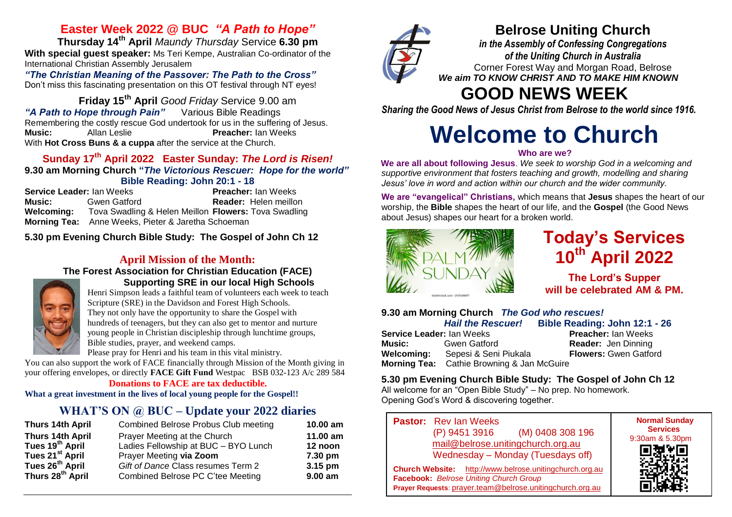# Easter Week 2022 @ BUC *"A Path to Hope"*

**Thursday 14th April** *Maundy Thursday* Service **6.30 pm**

**With special guest speaker:** Ms Teri Kempe, Australian Co-ordinator of the International Christian Assembly Jerusalem

***"The Christian Meaning of the Passover: The Path to the Cross"***

Don't miss this fascinating presentation on this OT festival through NT eyes!

**Friday 15th April** *Good Friday* Service 9.00 am

***"A Path to Hope through Pain"*** Various Bible Readings

Remembering the costly rescue God undertook for us in the suffering of Jesus.

**Music:** Allan Leslie **Preacher:** Ian Weeks

With **Hot Cross Buns & a cuppa** after the service at the Church.

## Sunday 17th April 2022 Easter Sunday: *The Lord is Risen!*

**9.30 am Morning Church "*The Victorious Rescuer: Hope for the world*"**

**Bible Reading: John 20:1 - 18**

**Service Leader:** Ian Weeks **Preacher:** Ian Weeks
**Music:** Gwen Gatford **Reader:** Helen meillon
**Welcoming:** Tova Swadling & Helen Meillon **Flowers:** Tova Swadling
**Morning Tea:** Anne Weeks, Pieter & Jaretha Schoeman

**5.30 pm Evening Church Bible Study: The Gospel of John Ch 12**

## April Mission of the Month:

**The Forest Association for Christian Education (FACE)**
**Supporting SRE in our local High Schools**

Henri Simpson leads a faithful team of volunteers each week to teach Scripture (SRE) in the Davidson and Forest High Schools. They not only have the opportunity to share the Gospel with hundreds of teenagers, but they can also get to mentor and nurture young people in Christian discipleship through lunchtime groups, Bible studies, prayer, and weekend camps.

Please pray for Henri and his team in this vital ministry.

You can also support the work of FACE financially through Mission of the Month giving in your offering envelopes, or directly **FACE Gift Fund** Westpac BSB 032-123 A/c 289 584

**Donations to FACE are tax deductible.**

**What a great investment in the lives of local young people for the Gospel!!**

## WHAT'S ON @ BUC – Update your 2022 diaries

| | | |
|---|---|---|
| **Thurs 14th April** | Combined Belrose Probus Club meeting | **10.00 am** |
| **Thurs 14th April** | Prayer Meeting at the Church | **11.00 am** |
| **Tues 19th April** | Ladies Fellowship at BUC – BYO Lunch | **12 noon** |
| **Tues 21st April** | Prayer Meeting **via Zoom** | **7.30 pm** |
| **Tues 26th April** | *Gift of Dance* Class resumes Term 2 | **3.15 pm** |
| **Thurs 28th April** | Combined Belrose PC C'tee Meeting | **9.00 am** |

# Belrose Uniting Church

***in the Assembly of Confessing Congregations of the Uniting Church in Australia***

Corner Forest Way and Morgan Road, Belrose

***We aim TO KNOW CHRIST AND TO MAKE HIM KNOWN***

# GOOD NEWS WEEK

***Sharing the Good News of Jesus Christ from Belrose to the world since 1916.***

# Welcome to Church

**Who are we?**

**We are all about following Jesus**. *We seek to worship God in a welcoming and supportive environment that fosters teaching and growth, modelling and sharing Jesus' love in word and action within our church and the wider community.*

**We are "evangelical" Christians,** which means that **Jesus** shapes the heart of our worship, the **Bible** shapes the heart of our life, and the **Gospel** (the Good News about Jesus) shapes our heart for a broken world.

PALM SUNDAY

# Today's Services 10th April 2022

**The Lord's Supper will be celebrated AM & PM.**

**9.30 am Morning Church *The God who rescues!***

***Hail the Rescuer!*** **Bible Reading: John 12:1 - 26**

**Service Leader:** Ian Weeks **Preacher:** Ian Weeks
**Music:** Gwen Gatford **Reader:** Jen Dinning
**Welcoming:** Sepesi & Seni Piukala **Flowers:** Gwen Gatford
**Morning Tea:** Cathie Browning & Jan McGuire

**5.30 pm Evening Church Bible Study: The Gospel of John Ch 12**

All welcome for an "Open Bible Study" – No prep. No homework.
Opening God's Word & discovering together.

**Pastor:** Rev Ian Weeks
(P) 9451 3916 (M) 0408 308 196
mail@belrose.unitingchurch.org.au
Wednesday – Monday (Tuesdays off)

**Church Website:** http://www.belrose.unitingchurch.org.au
**Facebook:** *Belrose Uniting Church Group*
**Prayer Requests**: prayer.team@belrose.unitingchurch.org.au

**Normal Sunday Services**
9:30am & 5.30pm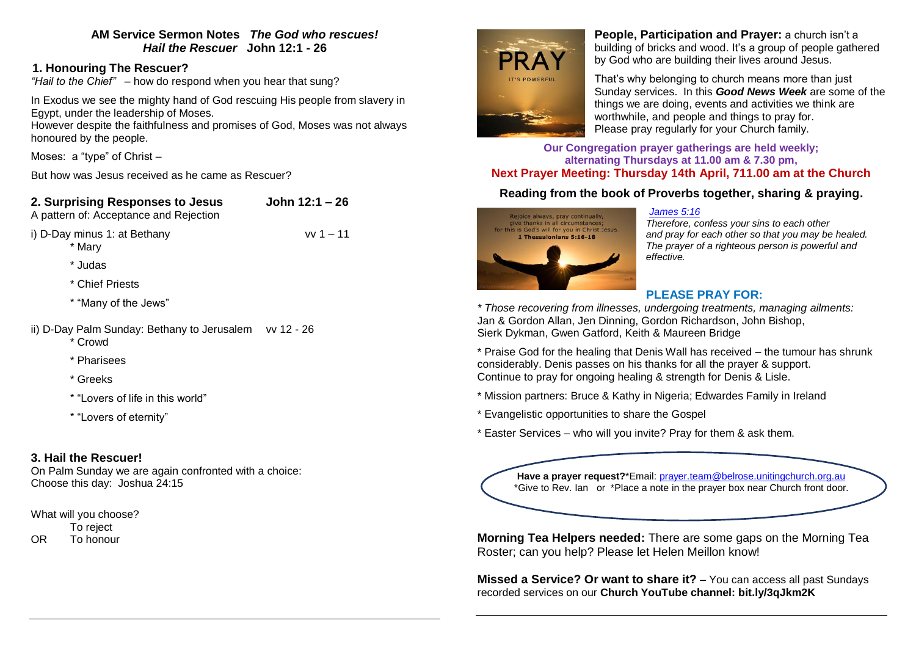## AM Service Sermon Notes *The God who rescues!*
### *Hail the Rescuer* John 12:1 - 26

### 1. Honouring The Rescuer?

*"Hail to the Chief"* – how do respond when you hear that sung?

In Exodus we see the mighty hand of God rescuing His people from slavery in Egypt, under the leadership of Moses.
However despite the faithfulness and promises of God, Moses was not always honoured by the people.

Moses: a "type" of Christ –

But how was Jesus received as he came as Rescuer?

### 2. Surprising Responses to Jesus John 12:1 – 26

A pattern of: Acceptance and Rejection

i) D-Day minus 1: at Bethany vv 1 – 11

* Mary
* Judas
* Chief Priests
* "Many of the Jews"

ii) D-Day Palm Sunday: Bethany to Jerusalem vv 12 - 26

* Crowd
* Pharisees
* Greeks
* "Lovers of life in this world"
* "Lovers of eternity"

### 3. Hail the Rescuer!

On Palm Sunday we are again confronted with a choice:
Choose this day: Joshua 24:15

What will you choose?
To reject
OR To honour

**People, Participation and Prayer:** a church isn't a building of bricks and wood. It's a group of people gathered by God who are building their lives around Jesus.

That's why belonging to church means more than just Sunday services. In this ***Good News Week*** are some of the things we are doing, events and activities we think are worthwhile, and people and things to pray for.
Please pray regularly for your Church family.

**Our Congregation prayer gatherings are held weekly; alternating Thursdays at 11.00 am & 7.30 pm,**
**Next Prayer Meeting: Thursday 14th April, 711.00 am at the Church**

**Reading from the book of Proverbs together, sharing & praying.**

*James 5:16*
*Therefore, confess your sins to each other and pray for each other so that you may be healed. The prayer of a righteous person is powerful and effective.*

### PLEASE PRAY FOR:

* *Those recovering from illnesses, undergoing treatments, managing ailments:* Jan & Gordon Allan, Jen Dinning, Gordon Richardson, John Bishop, Sierk Dykman, Gwen Gatford, Keith & Maureen Bridge

* Praise God for the healing that Denis Wall has received – the tumour has shrunk considerably. Denis passes on his thanks for all the prayer & support. Continue to pray for ongoing healing & strength for Denis & Lisle.

* Mission partners: Bruce & Kathy in Nigeria; Edwardes Family in Ireland

* Evangelistic opportunities to share the Gospel

* Easter Services – who will you invite? Pray for them & ask them.

**Have a prayer request?***Email: prayer.team@belrose.unitingchurch.org.au
*Give to Rev. Ian or *Place a note in the prayer box near Church front door.

**Morning Tea Helpers needed:** There are some gaps on the Morning Tea Roster; can you help? Please let Helen Meillon know!

**Missed a Service? Or want to share it?** – You can access all past Sundays recorded services on our **Church YouTube channel: bit.ly/3qJkm2K**